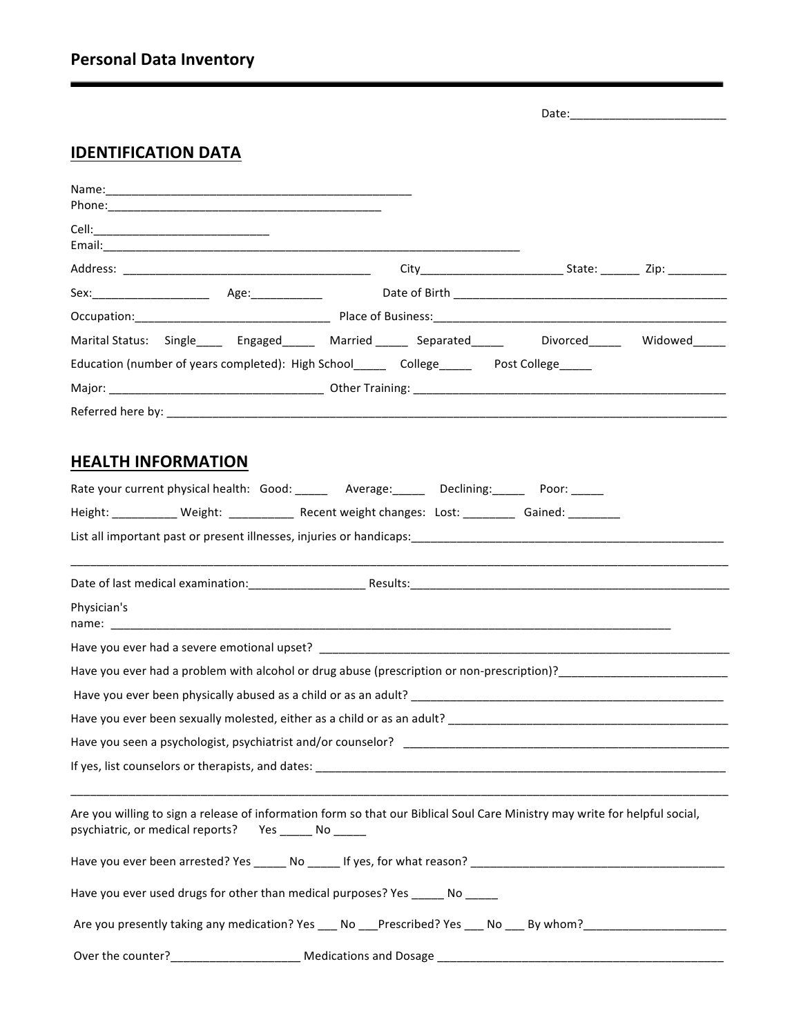# Personal Data Inventory

Date:________________________

## IDENTIFICATION DATA

Name:_______________________________________________
Phone:___________________________________________

Cell:___________________________
Email:__________________________________________________________________

Address: ______________________________________ City_____________________ State: ______ Zip: _________

Sex:_________________ Age:___________ Date of Birth __________________________________________

Occupation:______________________________ Place of Business:_______________________________________________

Marital Status: Single____ Engaged_____ Married _____ Separated_____ Divorced_____ Widowed_____

Education (number of years completed): High School_____ College_____ Post College_____

Major: _________________________________ Other Training: _________________________________________________

Referred here by: _________________________________________________________________________________________

## HEALTH INFORMATION

Rate your current physical health: Good: _____ Average:_____ Declining:_____ Poor: _____

Height: __________ Weight: __________ Recent weight changes: Lost: ________ Gained: ________

List all important past or present illnesses, injuries or handicaps:________________________________________________

_____________________________________________________________________________________________________

Date of last medical examination:__________________ Results:___________________________________________________

Physician's name: _____________________________________________________________________________________

Have you ever had a severe emotional upset? _________________________________________________________________

Have you ever had a problem with alcohol or drug abuse (prescription or non-prescription)?__________________________

Have you ever been physically abused as a child or as an adult? ___________________________________________________

Have you ever been sexually molested, either as a child or as an adult? ______________________________________________

Have you seen a psychologist, psychiatrist and/or counselor? ____________________________________________________

If yes, list counselors or therapists, and dates: _________________________________________________________________

_____________________________________________________________________________________________________

Are you willing to sign a release of information form so that our Biblical Soul Care Ministry may write for helpful social, psychiatric, or medical reports? Yes _____ No _____

Have you ever been arrested? Yes _____ No _____ If yes, for what reason? ________________________________________

Have you ever used drugs for other than medical purposes? Yes _____ No _____

Are you presently taking any medication? Yes ___ No ___Prescribed? Yes ___ No ___ By whom?______________________

Over the counter?___________________ Medications and Dosage _____________________________________________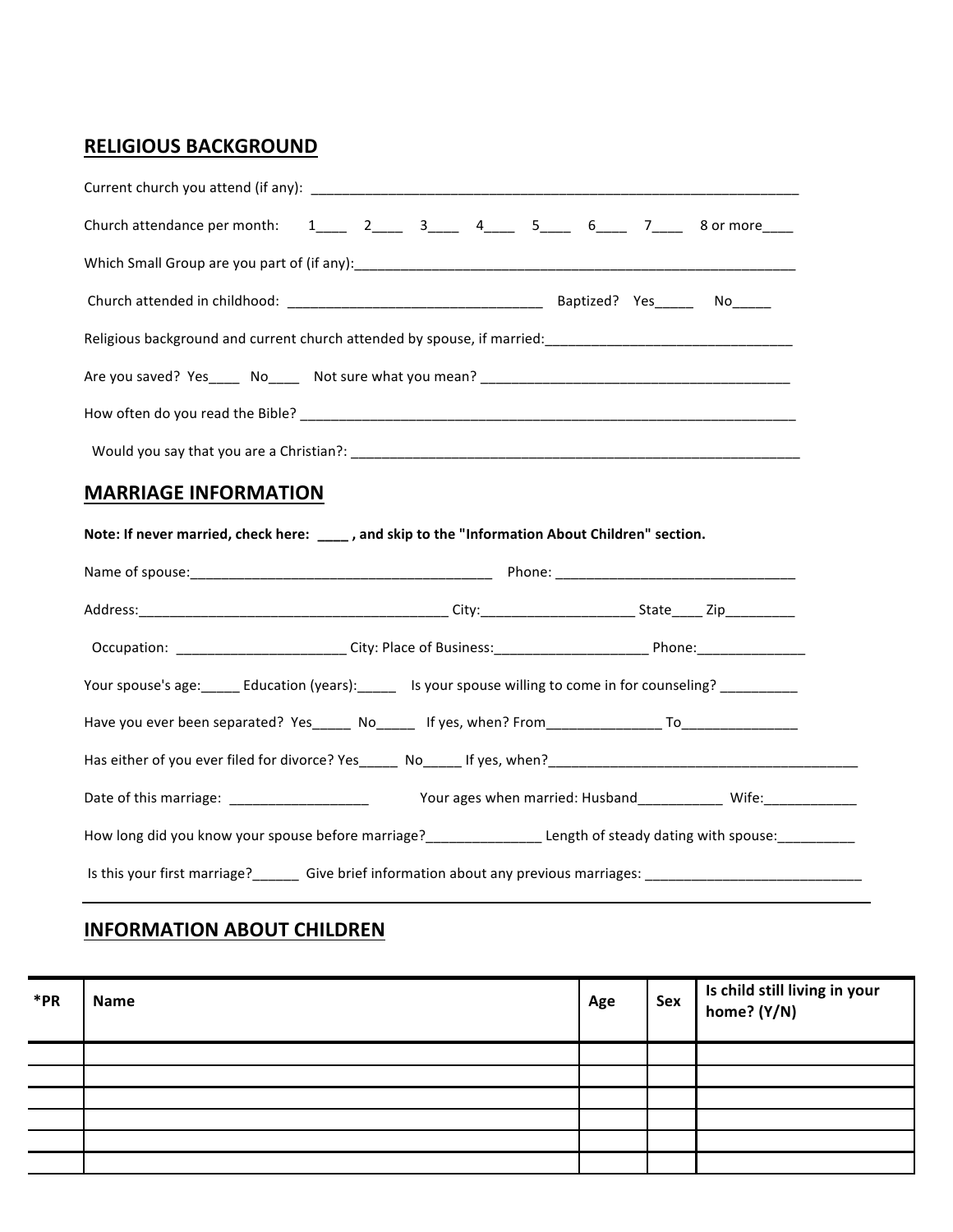## RELIGIOUS BACKGROUND

Current church you attend (if any): ___________________________________________________________________

Church attendance per month: 1____ 2____ 3____ 4____ 5____ 6____ 7____ 8 or more____

Which Small Group are you part of (if any):____________________________________________________________

Church attended in childhood: _________________________________ Baptized? Yes_____ No_____

Religious background and current church attended by spouse, if married:________________________________

Are you saved? Yes____ No____ Not sure what you mean? ________________________________________

How often do you read the Bible? ___________________________________________________________________

Would you say that you are a Christian?: _____________________________________________________________

## MARRIAGE INFORMATION

**Note: If never married, check here: ____ , and skip to the "Information About Children" section.**

Name of spouse:_______________________________________ Phone: _______________________________

Address:_________________________________________ City:____________________ State____ Zip_________

Occupation: ______________________ City: Place of Business:____________________ Phone:______________

Your spouse's age:_____ Education (years):_____ Is your spouse willing to come in for counseling? __________

Have you ever been separated? Yes_____ No_____ If yes, when? From_______________ To_______________

Has either of you ever filed for divorce? Yes_____ No_____ If yes, when?_________________________________________

Date of this marriage: __________________ Your ages when married: Husband___________ Wife:____________

How long did you know your spouse before marriage?_______________ Length of steady dating with spouse:__________

Is this your first marriage?______ Give brief information about any previous marriages: ____________________________

---

## INFORMATION ABOUT CHILDREN

| *PR | Name | Age | Sex | Is child still living in your home? (Y/N) |
|---|---|---|---|---|
| | | | | |
| | | | | |
| | | | | |
| | | | | |
| | | | | |
| | | | | |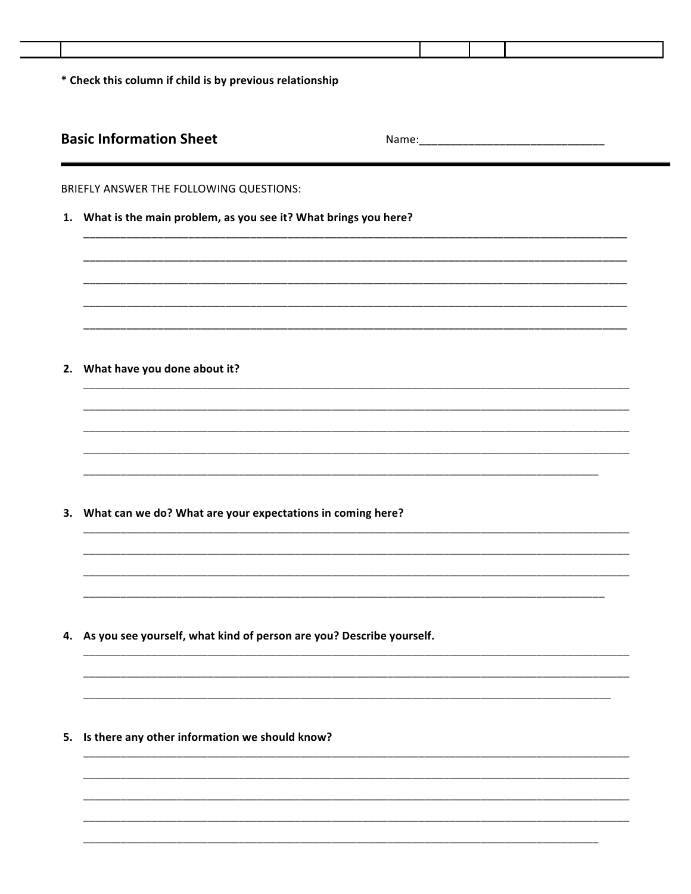|  |  |  |  |  |
|---|---|---|---|---|
|  |  |  |  |  |

* Check this column if child is by previous relationship

## Basic Information Sheet

Name:______________________________

BRIEFLY ANSWER THE FOLLOWING QUESTIONS:

1. **What is the main problem, as you see it? What brings you here?**

_______________________________________________________________________________________________

_______________________________________________________________________________________________

_______________________________________________________________________________________________

_______________________________________________________________________________________________

_______________________________________________________________________________________________

2. **What have you done about it?**

_______________________________________________________________________________________________

_______________________________________________________________________________________________

_______________________________________________________________________________________________

_______________________________________________________________________________________________

_______________________________________________________________________________________________

3. **What can we do? What are your expectations in coming here?**

_______________________________________________________________________________________________

_______________________________________________________________________________________________

_______________________________________________________________________________________________

_______________________________________________________________________________________________

4. **As you see yourself, what kind of person are you? Describe yourself.**

_______________________________________________________________________________________________

_______________________________________________________________________________________________

_______________________________________________________________________________________________

5. **Is there any other information we should know?**

_______________________________________________________________________________________________

_______________________________________________________________________________________________

_______________________________________________________________________________________________

_______________________________________________________________________________________________

_______________________________________________________________________________________________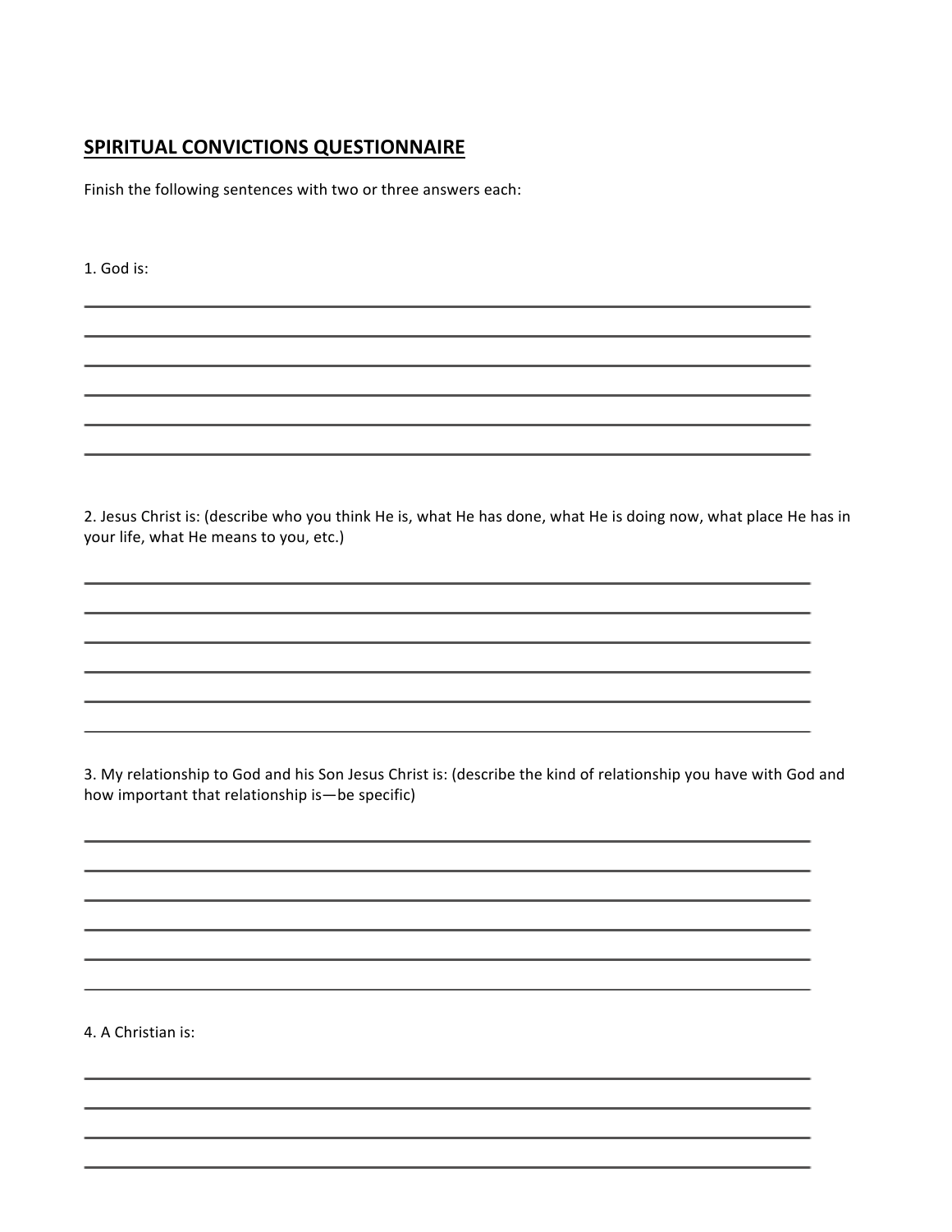## SPIRITUAL CONVICTIONS QUESTIONNAIRE

Finish the following sentences with two or three answers each:

1. God is:

______________________________________________________________________________

______________________________________________________________________________

______________________________________________________________________________

______________________________________________________________________________

______________________________________________________________________________

______________________________________________________________________________

2. Jesus Christ is: (describe who you think He is, what He has done, what He is doing now, what place He has in your life, what He means to you, etc.)

______________________________________________________________________________

______________________________________________________________________________

______________________________________________________________________________

______________________________________________________________________________

______________________________________________________________________________

______________________________________________________________________________

3. My relationship to God and his Son Jesus Christ is: (describe the kind of relationship you have with God and how important that relationship is—be specific)

______________________________________________________________________________

______________________________________________________________________________

______________________________________________________________________________

______________________________________________________________________________

______________________________________________________________________________

______________________________________________________________________________

4. A Christian is:

______________________________________________________________________________

______________________________________________________________________________

______________________________________________________________________________

______________________________________________________________________________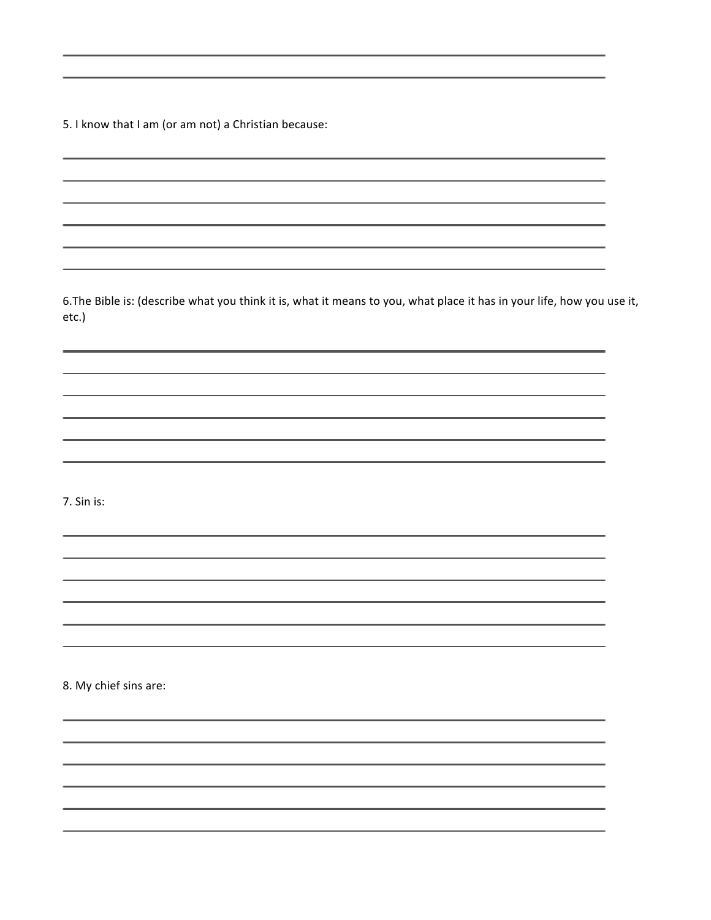5. I know that I am (or am not) a Christian because:

6.The Bible is: (describe what you think it is, what it means to you, what place it has in your life, how you use it, etc.)

7. Sin is:

8. My chief sins are: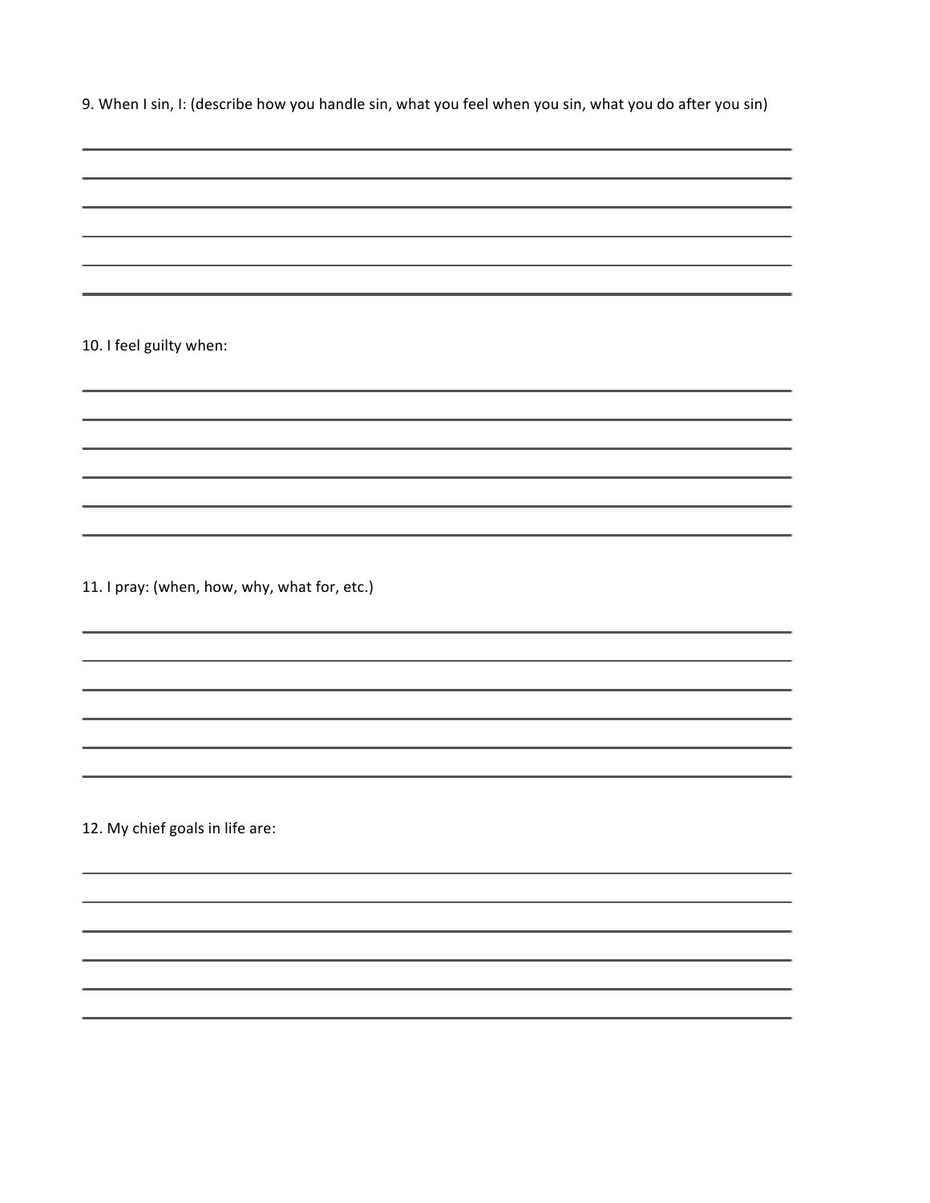9. When I sin, I: (describe how you handle sin, what you feel when you sin, what you do after you sin)

______________________________________________________________________________

______________________________________________________________________________

______________________________________________________________________________

______________________________________________________________________________

______________________________________________________________________________

______________________________________________________________________________

10. I feel guilty when:

______________________________________________________________________________

______________________________________________________________________________

______________________________________________________________________________

______________________________________________________________________________

______________________________________________________________________________

______________________________________________________________________________

11. I pray: (when, how, why, what for, etc.)

______________________________________________________________________________

______________________________________________________________________________

______________________________________________________________________________

______________________________________________________________________________

______________________________________________________________________________

______________________________________________________________________________

12. My chief goals in life are:

______________________________________________________________________________

______________________________________________________________________________

______________________________________________________________________________

______________________________________________________________________________

______________________________________________________________________________

______________________________________________________________________________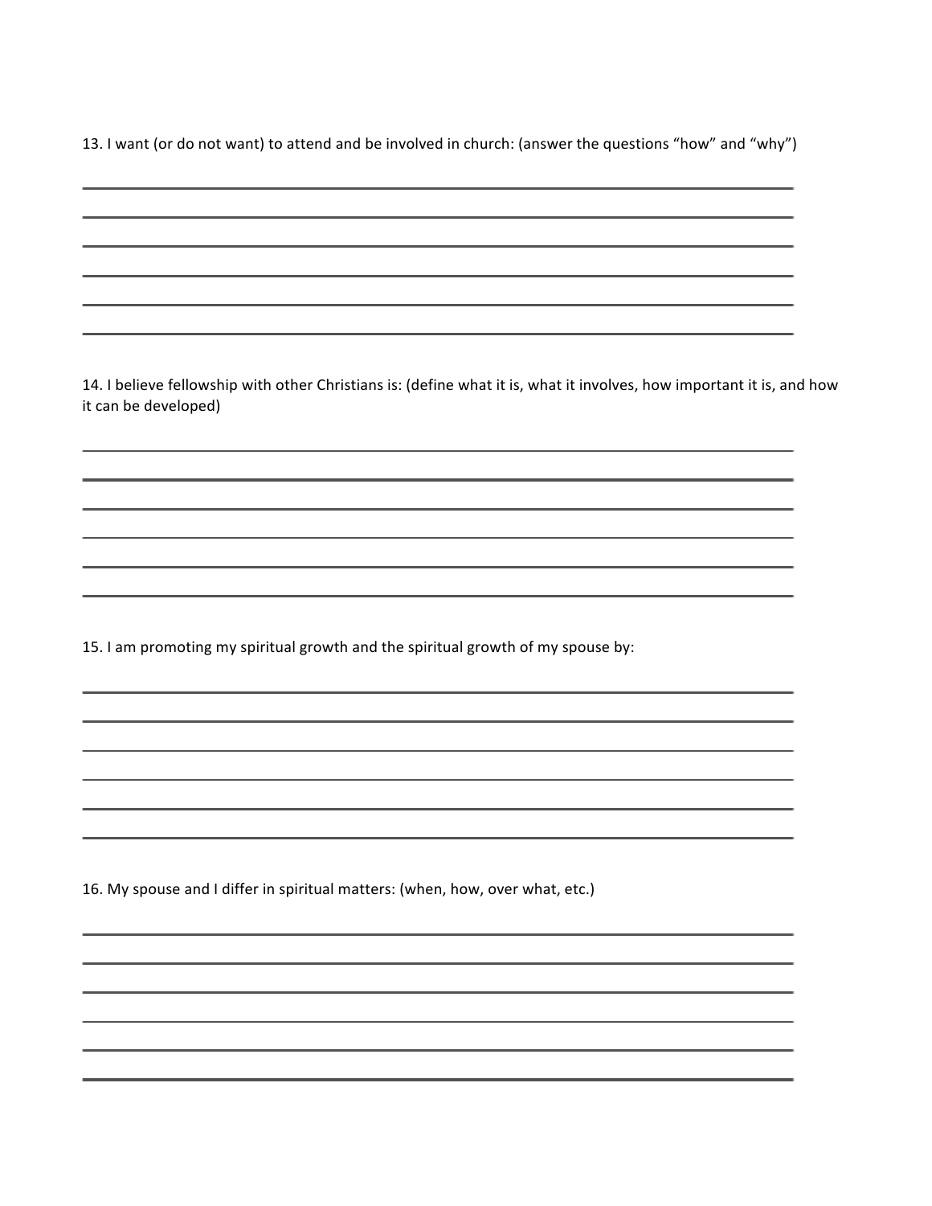13. I want (or do not want) to attend and be involved in church: (answer the questions “how” and “why”)

______________________________________________________________________________

______________________________________________________________________________

______________________________________________________________________________

______________________________________________________________________________

______________________________________________________________________________

______________________________________________________________________________

14. I believe fellowship with other Christians is: (define what it is, what it involves, how important it is, and how it can be developed)

______________________________________________________________________________

______________________________________________________________________________

______________________________________________________________________________

______________________________________________________________________________

______________________________________________________________________________

______________________________________________________________________________

15. I am promoting my spiritual growth and the spiritual growth of my spouse by:

______________________________________________________________________________

______________________________________________________________________________

______________________________________________________________________________

______________________________________________________________________________

______________________________________________________________________________

______________________________________________________________________________

16. My spouse and I differ in spiritual matters: (when, how, over what, etc.)

______________________________________________________________________________

______________________________________________________________________________

______________________________________________________________________________

______________________________________________________________________________

______________________________________________________________________________

______________________________________________________________________________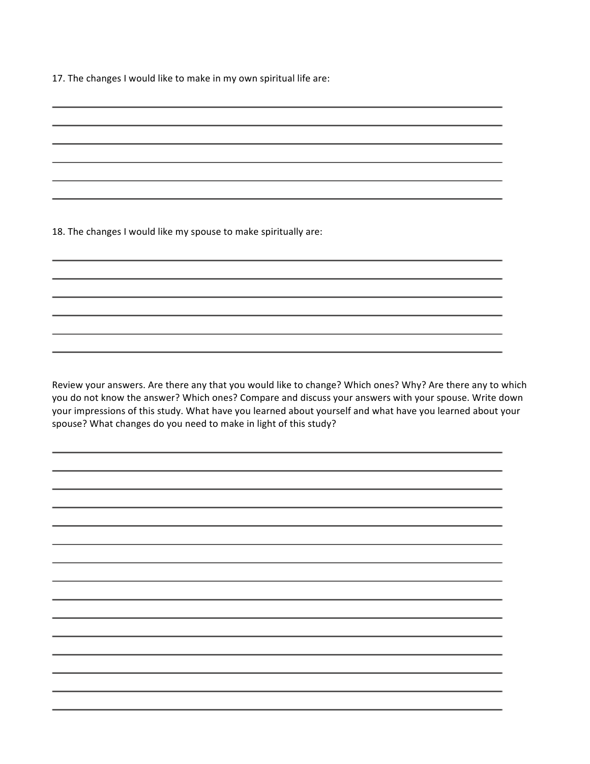17. The changes I would like to make in my own spiritual life are:

______________________________________________________________________________

______________________________________________________________________________

______________________________________________________________________________

______________________________________________________________________________

______________________________________________________________________________

______________________________________________________________________________

18. The changes I would like my spouse to make spiritually are:

______________________________________________________________________________

______________________________________________________________________________

______________________________________________________________________________

______________________________________________________________________________

______________________________________________________________________________

______________________________________________________________________________

Review your answers. Are there any that you would like to change? Which ones? Why? Are there any to which you do not know the answer? Which ones? Compare and discuss your answers with your spouse. Write down your impressions of this study. What have you learned about yourself and what have you learned about your spouse? What changes do you need to make in light of this study?

______________________________________________________________________________

______________________________________________________________________________

______________________________________________________________________________

______________________________________________________________________________

______________________________________________________________________________

______________________________________________________________________________

______________________________________________________________________________

______________________________________________________________________________

______________________________________________________________________________

______________________________________________________________________________

______________________________________________________________________________

______________________________________________________________________________

______________________________________________________________________________

______________________________________________________________________________

______________________________________________________________________________